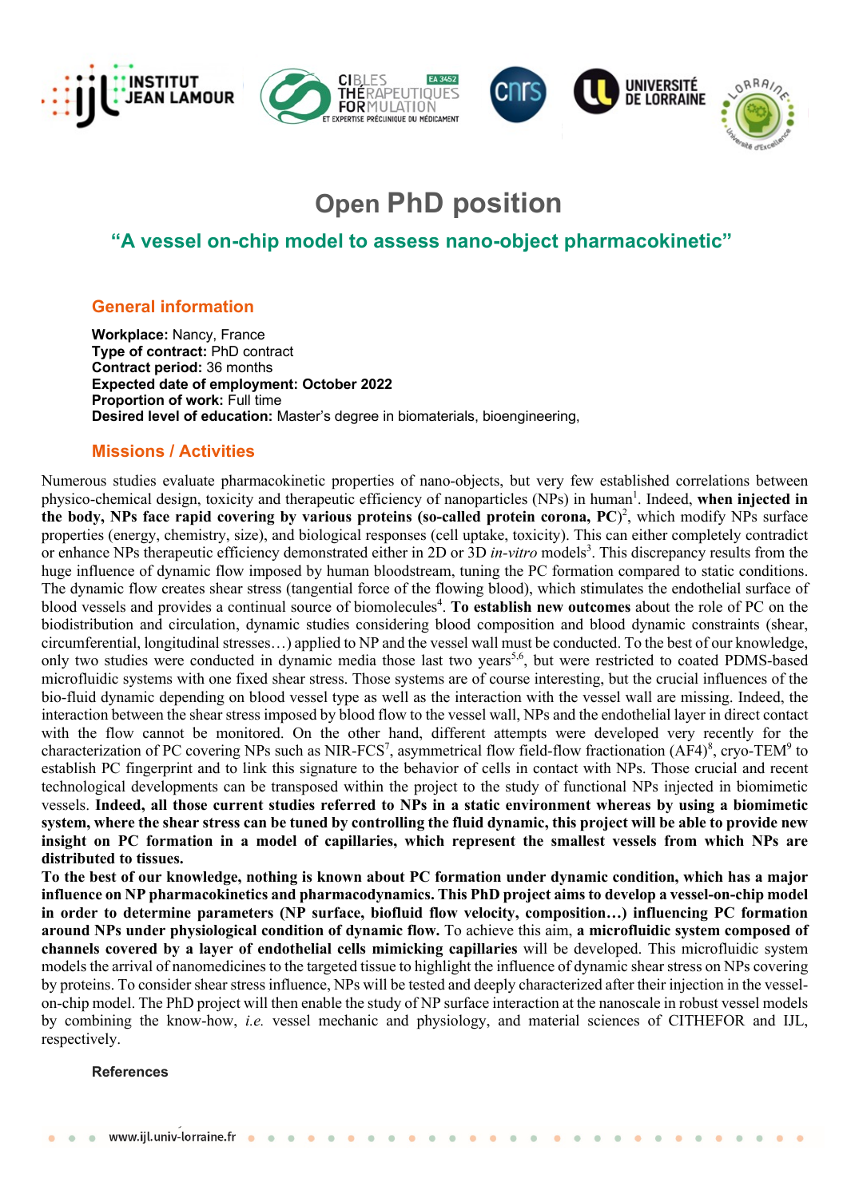# Open PhD position

## "A vessel on-chip model to assess nano-object pharmacokinetic"

### General information

**Workplace:** Nancy, France
**Type of contract:** PhD contract
**Contract period:** 36 months
**Expected date of employment: October 2022**
**Proportion of work:** Full time
**Desired level of education:** Master's degree in biomaterials, bioengineering,

### Missions / Activities

Numerous studies evaluate pharmacokinetic properties of nano-objects, but very few established correlations between physico-chemical design, toxicity and therapeutic efficiency of nanoparticles (NPs) in human[1]. Indeed, **when injected in the body, NPs face rapid covering by various proteins (so-called protein corona, PC)**[2], which modify NPs surface properties (energy, chemistry, size), and biological responses (cell uptake, toxicity). This can either completely contradict or enhance NPs therapeutic efficiency demonstrated either in 2D or 3D *in-vitro* models[3]. This discrepancy results from the huge influence of dynamic flow imposed by human bloodstream, tuning the PC formation compared to static conditions. The dynamic flow creates shear stress (tangential force of the flowing blood), which stimulates the endothelial surface of blood vessels and provides a continual source of biomolecules[4]. **To establish new outcomes** about the role of PC on the biodistribution and circulation, dynamic studies considering blood composition and blood dynamic constraints (shear, circumferential, longitudinal stresses…) applied to NP and the vessel wall must be conducted. To the best of our knowledge, only two studies were conducted in dynamic media those last two years[5,6], but were restricted to coated PDMS-based microfluidic systems with one fixed shear stress. Those systems are of course interesting, but the crucial influences of the bio-fluid dynamic depending on blood vessel type as well as the interaction with the vessel wall are missing. Indeed, the interaction between the shear stress imposed by blood flow to the vessel wall, NPs and the endothelial layer in direct contact with the flow cannot be monitored. On the other hand, different attempts were developed very recently for the characterization of PC covering NPs such as NIR-FCS[7], asymmetrical flow field-flow fractionation (AF4)[8], cryo-TEM[9] to establish PC fingerprint and to link this signature to the behavior of cells in contact with NPs. Those crucial and recent technological developments can be transposed within the project to the study of functional NPs injected in biomimetic vessels. **Indeed, all those current studies referred to NPs in a static environment whereas by using a biomimetic system, where the shear stress can be tuned by controlling the fluid dynamic, this project will be able to provide new insight on PC formation in a model of capillaries, which represent the smallest vessels from which NPs are distributed to tissues.**

**To the best of our knowledge, nothing is known about PC formation under dynamic condition, which has a major influence on NP pharmacokinetics and pharmacodynamics. This PhD project aims to develop a vessel-on-chip model in order to determine parameters (NP surface, biofluid flow velocity, composition…) influencing PC formation around NPs under physiological condition of dynamic flow.** To achieve this aim, **a microfluidic system composed of channels covered by a layer of endothelial cells mimicking capillaries** will be developed. This microfluidic system models the arrival of nanomedicines to the targeted tissue to highlight the influence of dynamic shear stress on NPs covering by proteins. To consider shear stress influence, NPs will be tested and deeply characterized after their injection in the vessel-on-chip model. The PhD project will then enable the study of NP surface interaction at the nanoscale in robust vessel models by combining the know-how, *i.e.* vessel mechanic and physiology, and material sciences of CITHEFOR and IJL, respectively.

**References**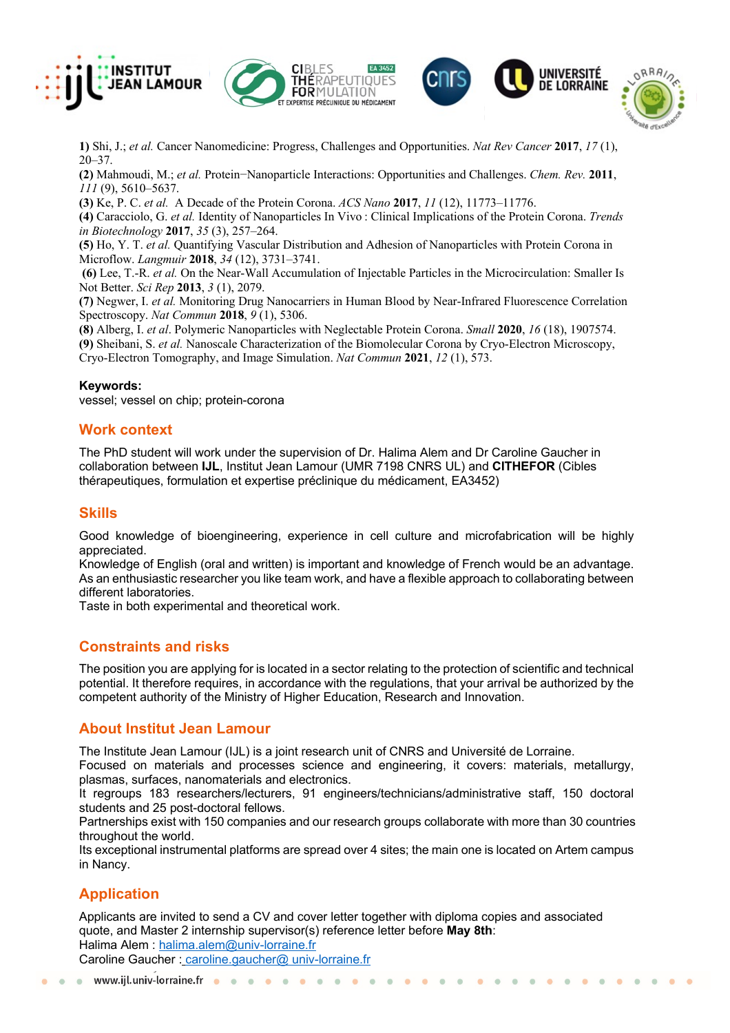**1)** Shi, J.; *et al.* Cancer Nanomedicine: Progress, Challenges and Opportunities. *Nat Rev Cancer* **2017**, *17* (1), 20–37.
**(2)** Mahmoudi, M.; *et al.* Protein−Nanoparticle Interactions: Opportunities and Challenges. *Chem. Rev.* **2011**, *111* (9), 5610–5637.
**(3)** Ke, P. C. *et al.* A Decade of the Protein Corona. *ACS Nano* **2017**, *11* (12), 11773–11776.
**(4)** Caracciolo, G. *et al.* Identity of Nanoparticles In Vivo : Clinical Implications of the Protein Corona. *Trends in Biotechnology* **2017**, *35* (3), 257–264.
**(5)** Ho, Y. T. *et al.* Quantifying Vascular Distribution and Adhesion of Nanoparticles with Protein Corona in Microflow. *Langmuir* **2018**, *34* (12), 3731–3741.
**(6)** Lee, T.-R. *et al.* On the Near-Wall Accumulation of Injectable Particles in the Microcirculation: Smaller Is Not Better. *Sci Rep* **2013**, *3* (1), 2079.
**(7)** Negwer, I. *et al.* Monitoring Drug Nanocarriers in Human Blood by Near-Infrared Fluorescence Correlation Spectroscopy. *Nat Commun* **2018**, *9* (1), 5306.
**(8)** Alberg, I. *et al*. Polymeric Nanoparticles with Neglectable Protein Corona. *Small* **2020**, *16* (18), 1907574.
**(9)** Sheibani, S. *et al.* Nanoscale Characterization of the Biomolecular Corona by Cryo-Electron Microscopy, Cryo-Electron Tomography, and Image Simulation. *Nat Commun* **2021**, *12* (1), 573.

**Keywords:**
vessel; vessel on chip; protein-corona

## Work context

The PhD student will work under the supervision of Dr. Halima Alem and Dr Caroline Gaucher in collaboration between **IJL**, Institut Jean Lamour (UMR 7198 CNRS UL) and **CITHEFOR** (Cibles thérapeutiques, formulation et expertise préclinique du médicament, EA3452)

## Skills

Good knowledge of bioengineering, experience in cell culture and microfabrication will be highly appreciated.
Knowledge of English (oral and written) is important and knowledge of French would be an advantage.
As an enthusiastic researcher you like team work, and have a flexible approach to collaborating between different laboratories.
Taste in both experimental and theoretical work.

## Constraints and risks

The position you are applying for is located in a sector relating to the protection of scientific and technical potential. It therefore requires, in accordance with the regulations, that your arrival be authorized by the competent authority of the Ministry of Higher Education, Research and Innovation.

## About Institut Jean Lamour

The Institute Jean Lamour (IJL) is a joint research unit of CNRS and Université de Lorraine.
Focused on materials and processes science and engineering, it covers: materials, metallurgy, plasmas, surfaces, nanomaterials and electronics.
It regroups 183 researchers/lecturers, 91 engineers/technicians/administrative staff, 150 doctoral students and 25 post-doctoral fellows.
Partnerships exist with 150 companies and our research groups collaborate with more than 30 countries throughout the world.
Its exceptional instrumental platforms are spread over 4 sites; the main one is located on Artem campus in Nancy.

## Application

Applicants are invited to send a CV and cover letter together with diploma copies and associated quote, and Master 2 internship supervisor(s) reference letter before **May 8th**:
Halima Alem : halima.alem@univ-lorraine.fr
Caroline Gaucher : caroline.gaucher@ univ-lorraine.fr